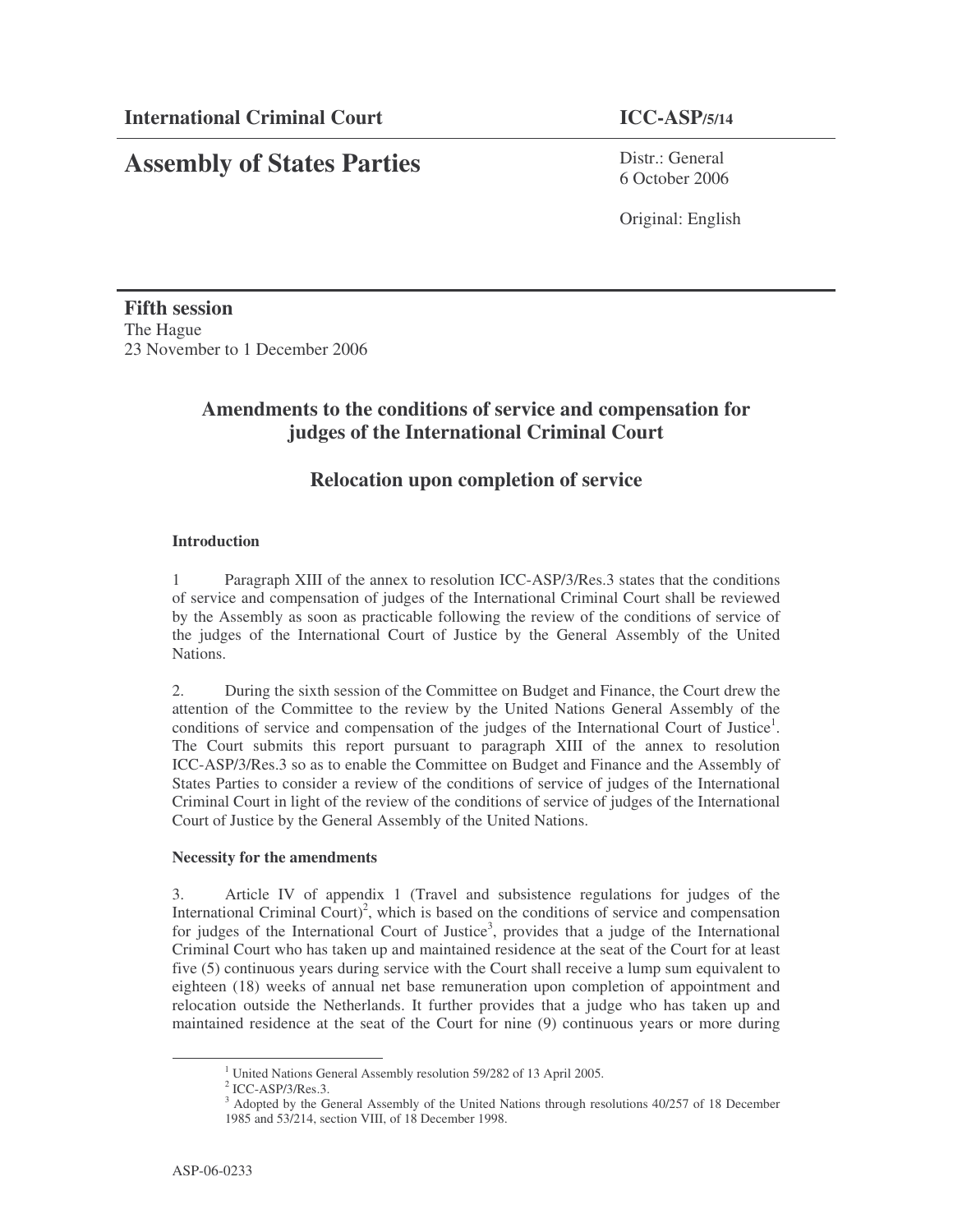**International Criminal Court** **ICC-ASP/5/14**

# Assembly of States Parties

Distr.: General
6 October 2006

Original: English

**Fifth session**
The Hague
23 November to 1 December 2006

## Amendments to the conditions of service and compensation for judges of the International Criminal Court

## Relocation upon completion of service

### Introduction

1 Paragraph XIII of the annex to resolution ICC-ASP/3/Res.3 states that the conditions of service and compensation of judges of the International Criminal Court shall be reviewed by the Assembly as soon as practicable following the review of the conditions of service of the judges of the International Court of Justice by the General Assembly of the United Nations.

2. During the sixth session of the Committee on Budget and Finance, the Court drew the attention of the Committee to the review by the United Nations General Assembly of the conditions of service and compensation of the judges of the International Court of Justice[1]. The Court submits this report pursuant to paragraph XIII of the annex to resolution ICC-ASP/3/Res.3 so as to enable the Committee on Budget and Finance and the Assembly of States Parties to consider a review of the conditions of service of judges of the International Criminal Court in light of the review of the conditions of service of judges of the International Court of Justice by the General Assembly of the United Nations.

### Necessity for the amendments

3. Article IV of appendix 1 (Travel and subsistence regulations for judges of the International Criminal Court)[2], which is based on the conditions of service and compensation for judges of the International Court of Justice[3], provides that a judge of the International Criminal Court who has taken up and maintained residence at the seat of the Court for at least five (5) continuous years during service with the Court shall receive a lump sum equivalent to eighteen (18) weeks of annual net base remuneration upon completion of appointment and relocation outside the Netherlands. It further provides that a judge who has taken up and maintained residence at the seat of the Court for nine (9) continuous years or more during

---

[1] United Nations General Assembly resolution 59/282 of 13 April 2005.

[2] ICC-ASP/3/Res.3.

[3] Adopted by the General Assembly of the United Nations through resolutions 40/257 of 18 December 1985 and 53/214, section VIII, of 18 December 1998.

ASP-06-0233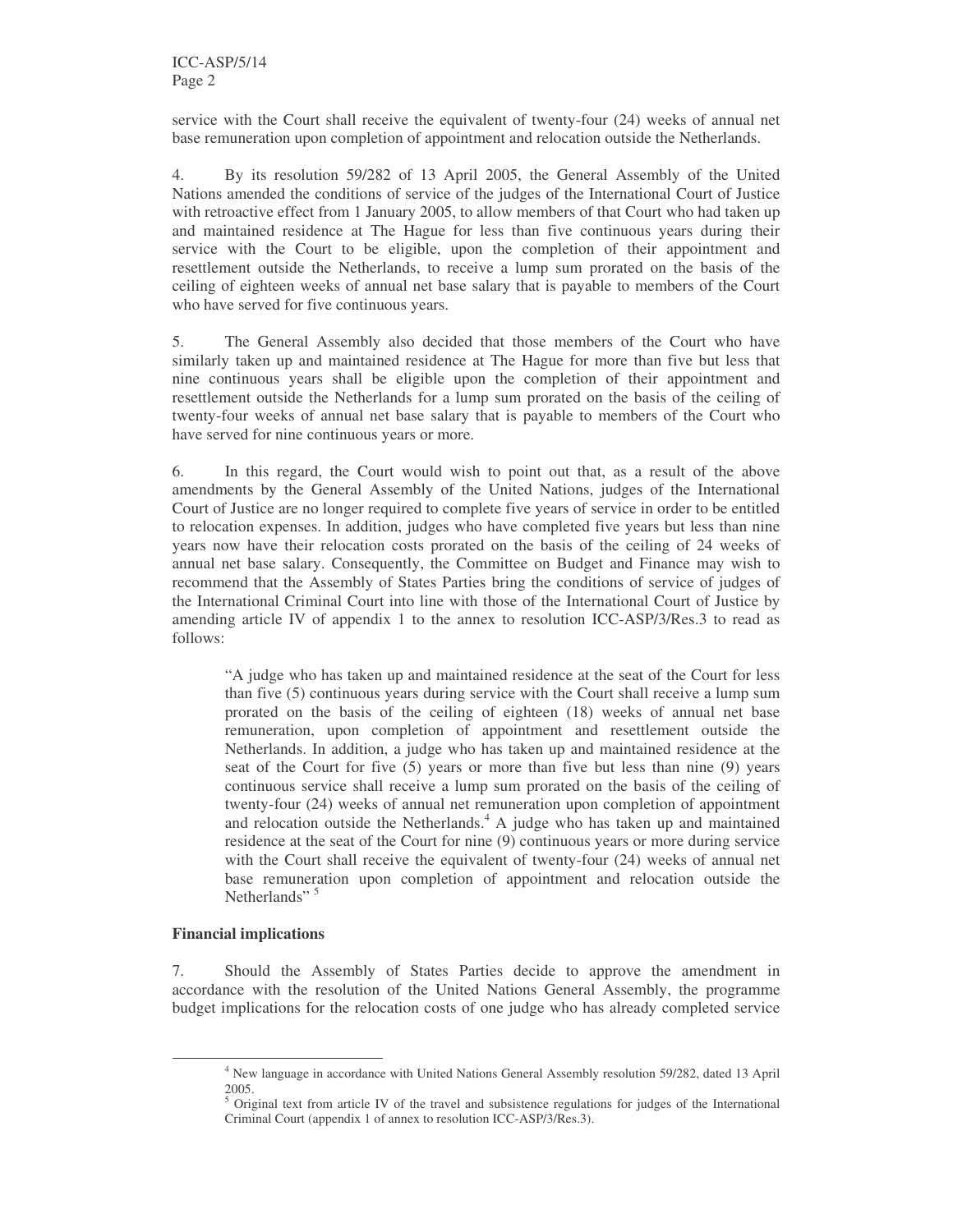service with the Court shall receive the equivalent of twenty-four (24) weeks of annual net base remuneration upon completion of appointment and relocation outside the Netherlands.

4. By its resolution 59/282 of 13 April 2005, the General Assembly of the United Nations amended the conditions of service of the judges of the International Court of Justice with retroactive effect from 1 January 2005, to allow members of that Court who had taken up and maintained residence at The Hague for less than five continuous years during their service with the Court to be eligible, upon the completion of their appointment and resettlement outside the Netherlands, to receive a lump sum prorated on the basis of the ceiling of eighteen weeks of annual net base salary that is payable to members of the Court who have served for five continuous years.

5. The General Assembly also decided that those members of the Court who have similarly taken up and maintained residence at The Hague for more than five but less that nine continuous years shall be eligible upon the completion of their appointment and resettlement outside the Netherlands for a lump sum prorated on the basis of the ceiling of twenty-four weeks of annual net base salary that is payable to members of the Court who have served for nine continuous years or more.

6. In this regard, the Court would wish to point out that, as a result of the above amendments by the General Assembly of the United Nations, judges of the International Court of Justice are no longer required to complete five years of service in order to be entitled to relocation expenses. In addition, judges who have completed five years but less than nine years now have their relocation costs prorated on the basis of the ceiling of 24 weeks of annual net base salary. Consequently, the Committee on Budget and Finance may wish to recommend that the Assembly of States Parties bring the conditions of service of judges of the International Criminal Court into line with those of the International Court of Justice by amending article IV of appendix 1 to the annex to resolution ICC-ASP/3/Res.3 to read as follows:

> "A judge who has taken up and maintained residence at the seat of the Court for less than five (5) continuous years during service with the Court shall receive a lump sum prorated on the basis of the ceiling of eighteen (18) weeks of annual net base remuneration, upon completion of appointment and resettlement outside the Netherlands. In addition, a judge who has taken up and maintained residence at the seat of the Court for five (5) years or more than five but less than nine (9) years continuous service shall receive a lump sum prorated on the basis of the ceiling of twenty-four (24) weeks of annual net remuneration upon completion of appointment and relocation outside the Netherlands.[4] A judge who has taken up and maintained residence at the seat of the Court for nine (9) continuous years or more during service with the Court shall receive the equivalent of twenty-four (24) weeks of annual net base remuneration upon completion of appointment and relocation outside the Netherlands" [5]

**Financial implications**

7. Should the Assembly of States Parties decide to approve the amendment in accordance with the resolution of the United Nations General Assembly, the programme budget implications for the relocation costs of one judge who has already completed service

---

[4] New language in accordance with United Nations General Assembly resolution 59/282, dated 13 April 2005.

[5] Original text from article IV of the travel and subsistence regulations for judges of the International Criminal Court (appendix 1 of annex to resolution ICC-ASP/3/Res.3).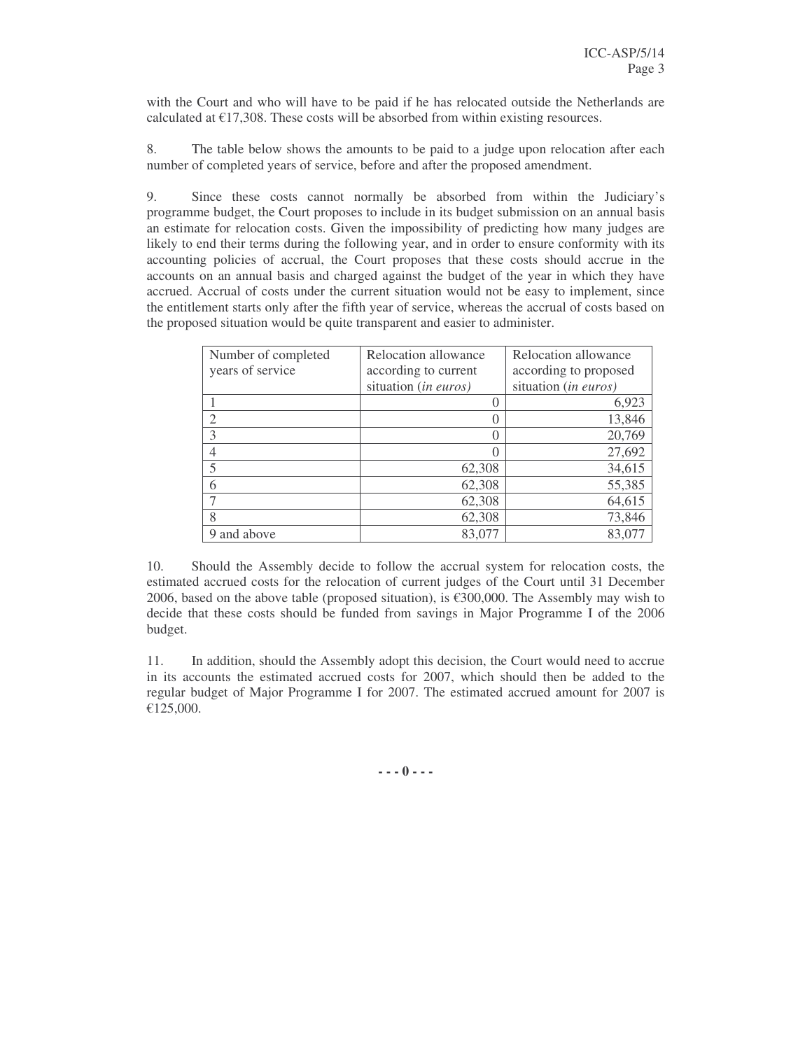with the Court and who will have to be paid if he has relocated outside the Netherlands are calculated at €17,308. These costs will be absorbed from within existing resources.

8. The table below shows the amounts to be paid to a judge upon relocation after each number of completed years of service, before and after the proposed amendment.

9. Since these costs cannot normally be absorbed from within the Judiciary's programme budget, the Court proposes to include in its budget submission on an annual basis an estimate for relocation costs. Given the impossibility of predicting how many judges are likely to end their terms during the following year, and in order to ensure conformity with its accounting policies of accrual, the Court proposes that these costs should accrue in the accounts on an annual basis and charged against the budget of the year in which they have accrued. Accrual of costs under the current situation would not be easy to implement, since the entitlement starts only after the fifth year of service, whereas the accrual of costs based on the proposed situation would be quite transparent and easier to administer.

| Number of completed years of service | Relocation allowance according to current situation (*in euros*) | Relocation allowance according to proposed situation (*in euros*) |
|---|---:|---:|
| 1 | 0 | 6,923 |
| 2 | 0 | 13,846 |
| 3 | 0 | 20,769 |
| 4 | 0 | 27,692 |
| 5 | 62,308 | 34,615 |
| 6 | 62,308 | 55,385 |
| 7 | 62,308 | 64,615 |
| 8 | 62,308 | 73,846 |
| 9 and above | 83,077 | 83,077 |

10. Should the Assembly decide to follow the accrual system for relocation costs, the estimated accrued costs for the relocation of current judges of the Court until 31 December 2006, based on the above table (proposed situation), is €300,000. The Assembly may wish to decide that these costs should be funded from savings in Major Programme I of the 2006 budget.

11. In addition, should the Assembly adopt this decision, the Court would need to accrue in its accounts the estimated accrued costs for 2007, which should then be added to the regular budget of Major Programme I for 2007. The estimated accrued amount for 2007 is €125,000.

**- - - 0 - - -**